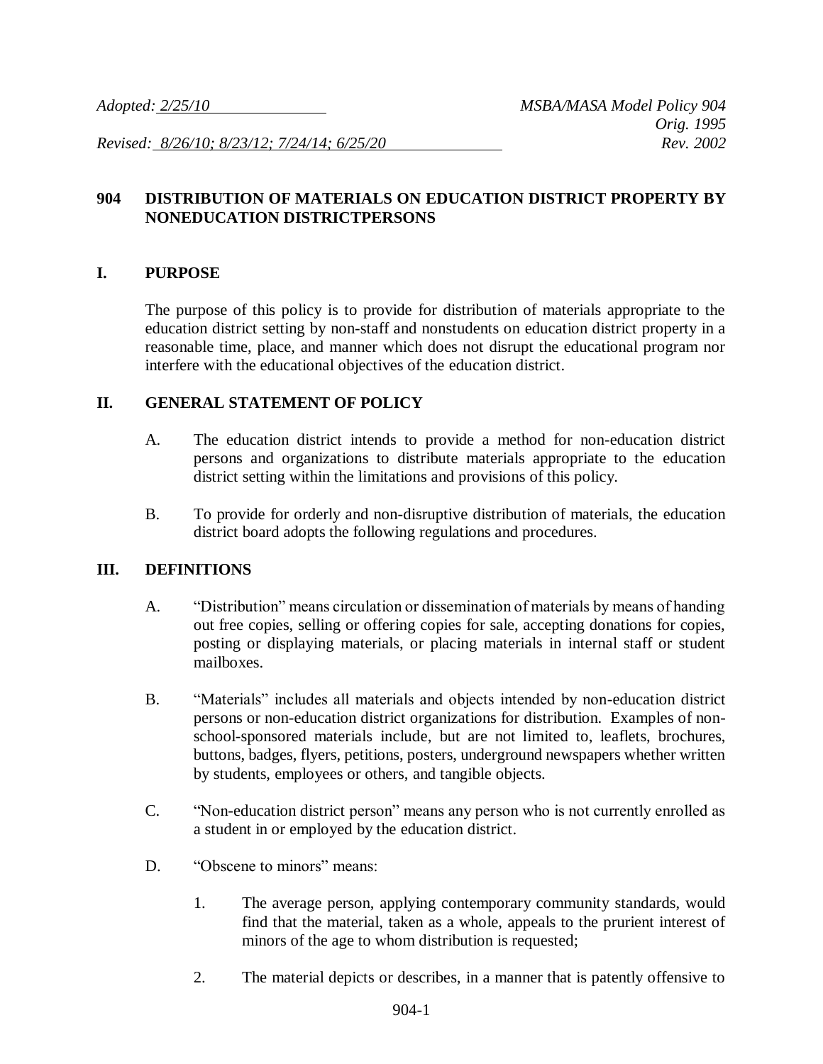*Adopted: 2/25/10* *MSBA/MASA Model Policy 904*
*Orig. 1995*
*Revised: 8/26/10; 8/23/12; 7/24/14; 6/25/20* *Rev. 2002*

# 904 DISTRIBUTION OF MATERIALS ON EDUCATION DISTRICT PROPERTY BY NONEDUCATION DISTRICTPERSONS

## I. PURPOSE

The purpose of this policy is to provide for distribution of materials appropriate to the education district setting by non-staff and nonstudents on education district property in a reasonable time, place, and manner which does not disrupt the educational program nor interfere with the educational objectives of the education district.

## II. GENERAL STATEMENT OF POLICY

A. The education district intends to provide a method for non-education district persons and organizations to distribute materials appropriate to the education district setting within the limitations and provisions of this policy.

B. To provide for orderly and non-disruptive distribution of materials, the education district board adopts the following regulations and procedures.

## III. DEFINITIONS

A. "Distribution" means circulation or dissemination of materials by means of handing out free copies, selling or offering copies for sale, accepting donations for copies, posting or displaying materials, or placing materials in internal staff or student mailboxes.

B. "Materials" includes all materials and objects intended by non-education district persons or non-education district organizations for distribution. Examples of non-school-sponsored materials include, but are not limited to, leaflets, brochures, buttons, badges, flyers, petitions, posters, underground newspapers whether written by students, employees or others, and tangible objects.

C. "Non-education district person" means any person who is not currently enrolled as a student in or employed by the education district.

D. "Obscene to minors" means:

1. The average person, applying contemporary community standards, would find that the material, taken as a whole, appeals to the prurient interest of minors of the age to whom distribution is requested;

2. The material depicts or describes, in a manner that is patently offensive to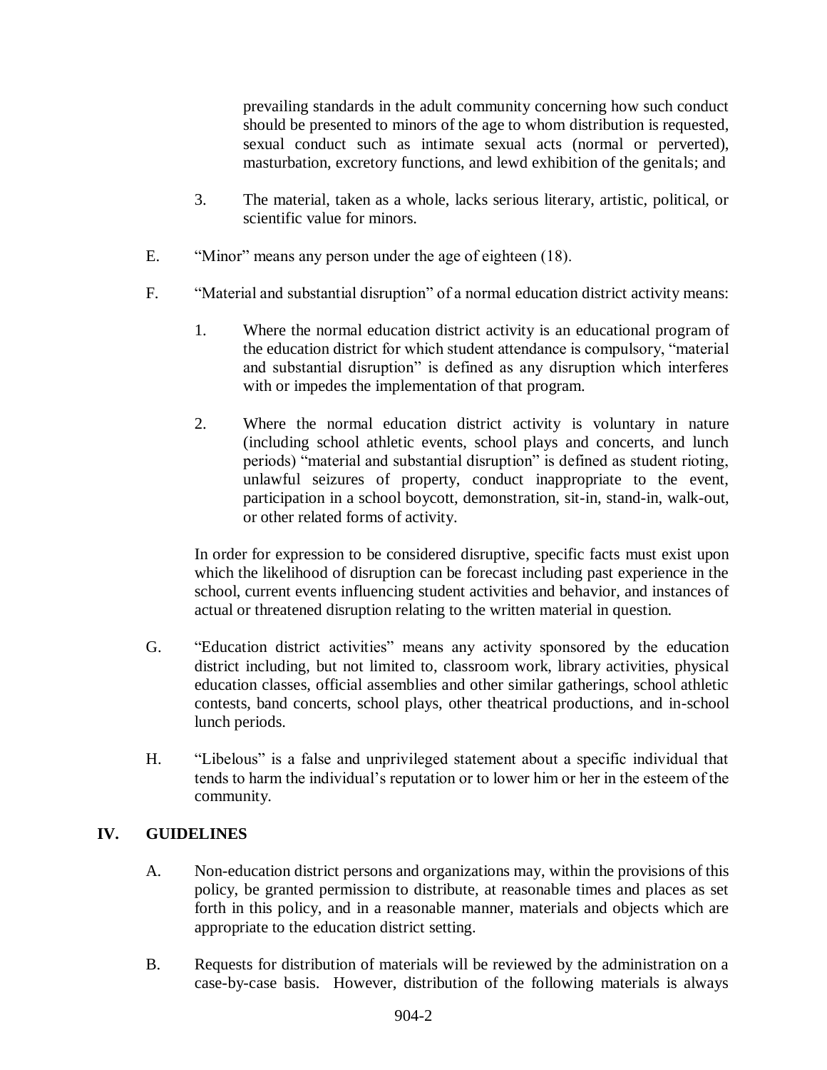prevailing standards in the adult community concerning how such conduct should be presented to minors of the age to whom distribution is requested, sexual conduct such as intimate sexual acts (normal or perverted), masturbation, excretory functions, and lewd exhibition of the genitals; and

3. The material, taken as a whole, lacks serious literary, artistic, political, or scientific value for minors.

E. "Minor" means any person under the age of eighteen (18).

F. "Material and substantial disruption" of a normal education district activity means:

1. Where the normal education district activity is an educational program of the education district for which student attendance is compulsory, "material and substantial disruption" is defined as any disruption which interferes with or impedes the implementation of that program.

2. Where the normal education district activity is voluntary in nature (including school athletic events, school plays and concerts, and lunch periods) "material and substantial disruption" is defined as student rioting, unlawful seizures of property, conduct inappropriate to the event, participation in a school boycott, demonstration, sit-in, stand-in, walk-out, or other related forms of activity.

In order for expression to be considered disruptive, specific facts must exist upon which the likelihood of disruption can be forecast including past experience in the school, current events influencing student activities and behavior, and instances of actual or threatened disruption relating to the written material in question.

G. "Education district activities" means any activity sponsored by the education district including, but not limited to, classroom work, library activities, physical education classes, official assemblies and other similar gatherings, school athletic contests, band concerts, school plays, other theatrical productions, and in-school lunch periods.

H. "Libelous" is a false and unprivileged statement about a specific individual that tends to harm the individual's reputation or to lower him or her in the esteem of the community.

## IV. GUIDELINES

A. Non-education district persons and organizations may, within the provisions of this policy, be granted permission to distribute, at reasonable times and places as set forth in this policy, and in a reasonable manner, materials and objects which are appropriate to the education district setting.

B. Requests for distribution of materials will be reviewed by the administration on a case-by-case basis. However, distribution of the following materials is always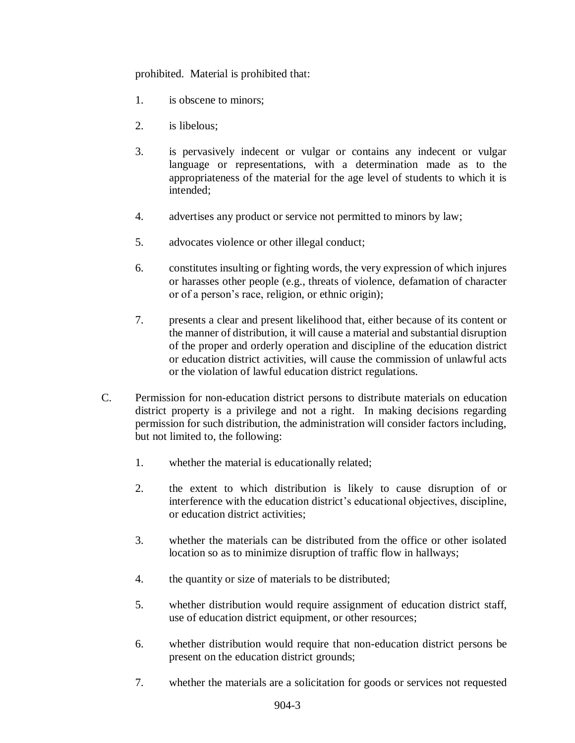prohibited. Material is prohibited that:

1. is obscene to minors;

2. is libelous;

3. is pervasively indecent or vulgar or contains any indecent or vulgar language or representations, with a determination made as to the appropriateness of the material for the age level of students to which it is intended;

4. advertises any product or service not permitted to minors by law;

5. advocates violence or other illegal conduct;

6. constitutes insulting or fighting words, the very expression of which injures or harasses other people (e.g., threats of violence, defamation of character or of a person's race, religion, or ethnic origin);

7. presents a clear and present likelihood that, either because of its content or the manner of distribution, it will cause a material and substantial disruption of the proper and orderly operation and discipline of the education district or education district activities, will cause the commission of unlawful acts or the violation of lawful education district regulations.

C. Permission for non-education district persons to distribute materials on education district property is a privilege and not a right. In making decisions regarding permission for such distribution, the administration will consider factors including, but not limited to, the following:

1. whether the material is educationally related;

2. the extent to which distribution is likely to cause disruption of or interference with the education district's educational objectives, discipline, or education district activities;

3. whether the materials can be distributed from the office or other isolated location so as to minimize disruption of traffic flow in hallways;

4. the quantity or size of materials to be distributed;

5. whether distribution would require assignment of education district staff, use of education district equipment, or other resources;

6. whether distribution would require that non-education district persons be present on the education district grounds;

7. whether the materials are a solicitation for goods or services not requested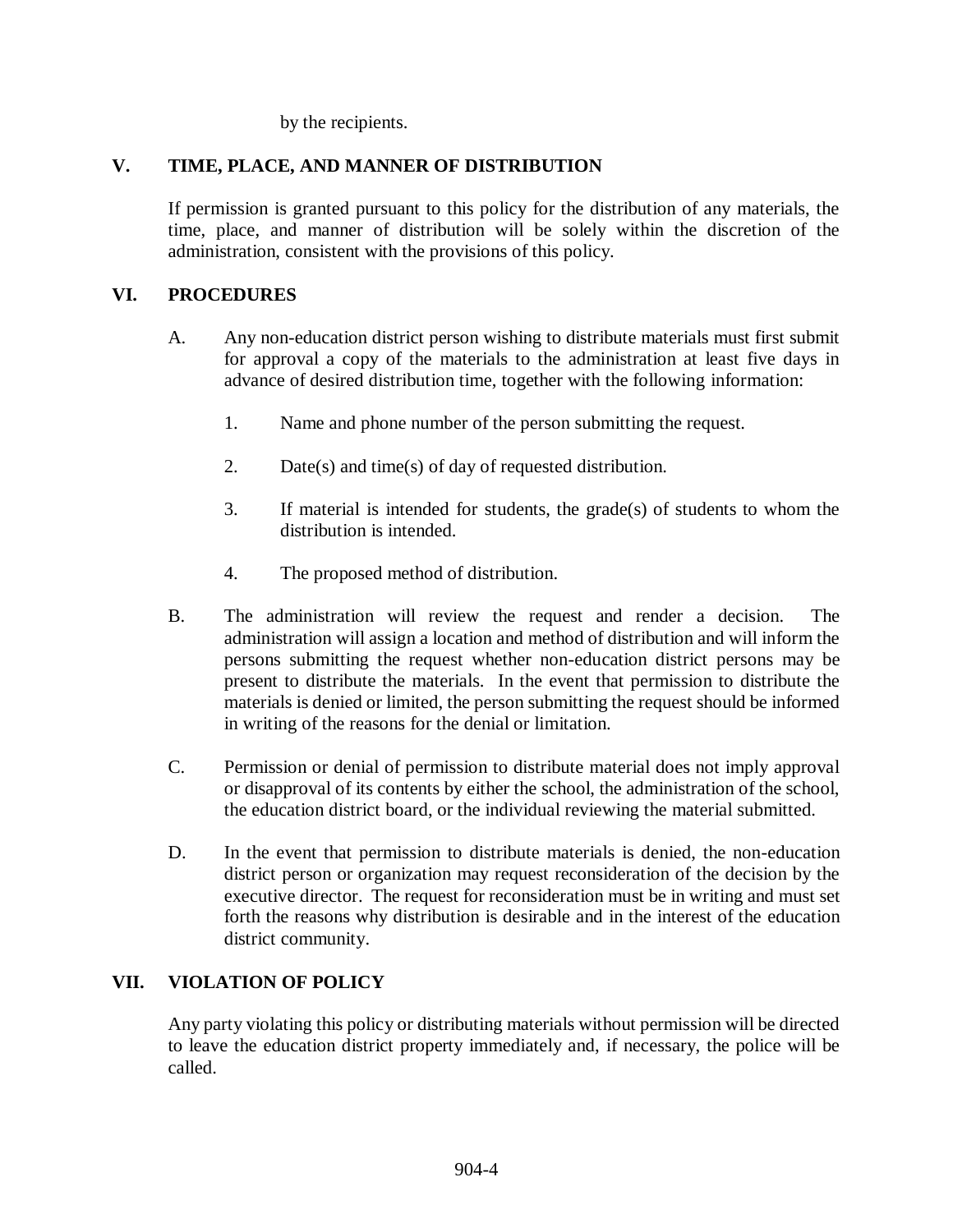by the recipients.

## V. TIME, PLACE, AND MANNER OF DISTRIBUTION

If permission is granted pursuant to this policy for the distribution of any materials, the time, place, and manner of distribution will be solely within the discretion of the administration, consistent with the provisions of this policy.

## VI. PROCEDURES

A. Any non-education district person wishing to distribute materials must first submit for approval a copy of the materials to the administration at least five days in advance of desired distribution time, together with the following information:

1. Name and phone number of the person submitting the request.

2. Date(s) and time(s) of day of requested distribution.

3. If material is intended for students, the grade(s) of students to whom the distribution is intended.

4. The proposed method of distribution.

B. The administration will review the request and render a decision. The administration will assign a location and method of distribution and will inform the persons submitting the request whether non-education district persons may be present to distribute the materials. In the event that permission to distribute the materials is denied or limited, the person submitting the request should be informed in writing of the reasons for the denial or limitation.

C. Permission or denial of permission to distribute material does not imply approval or disapproval of its contents by either the school, the administration of the school, the education district board, or the individual reviewing the material submitted.

D. In the event that permission to distribute materials is denied, the non-education district person or organization may request reconsideration of the decision by the executive director. The request for reconsideration must be in writing and must set forth the reasons why distribution is desirable and in the interest of the education district community.

## VII. VIOLATION OF POLICY

Any party violating this policy or distributing materials without permission will be directed to leave the education district property immediately and, if necessary, the police will be called.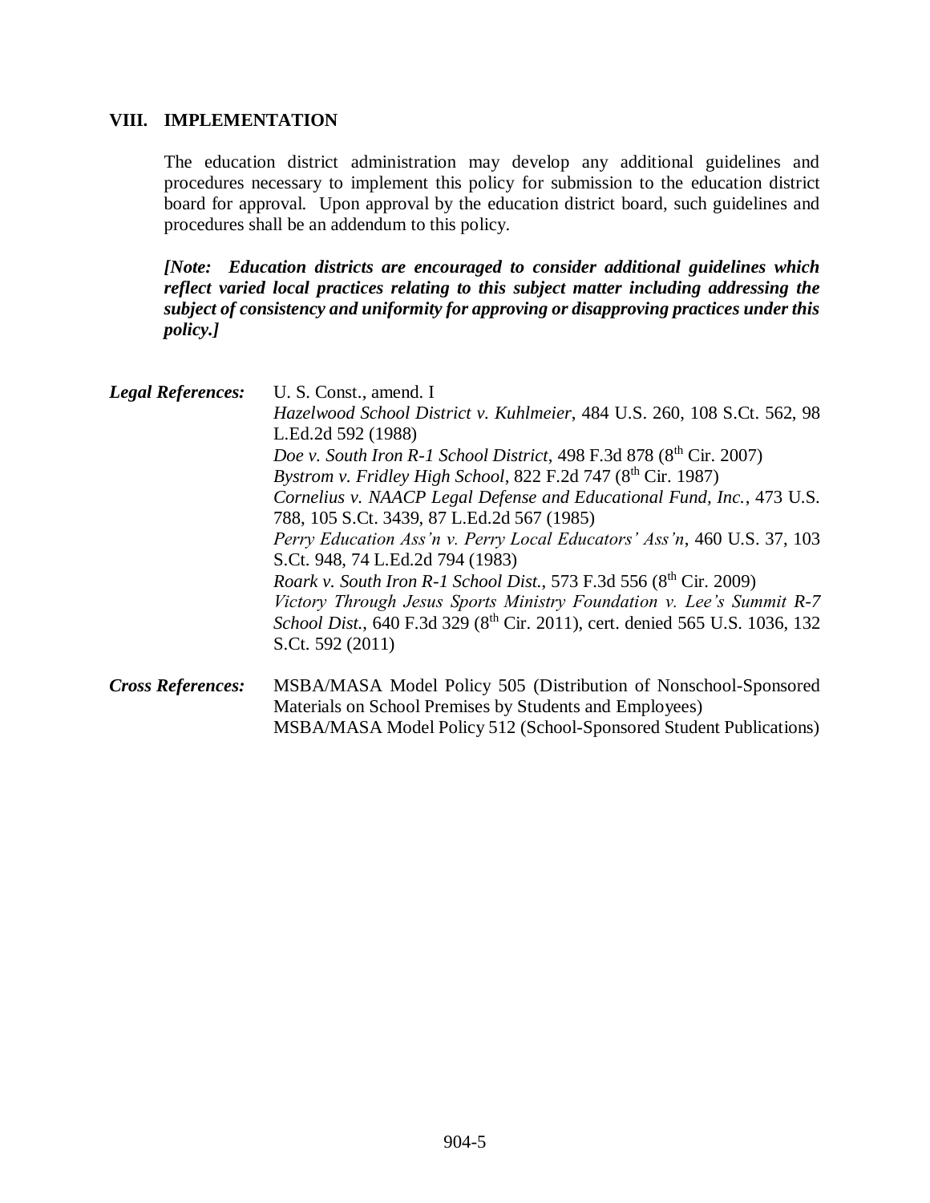## VIII. IMPLEMENTATION

The education district administration may develop any additional guidelines and procedures necessary to implement this policy for submission to the education district board for approval. Upon approval by the education district board, such guidelines and procedures shall be an addendum to this policy.

***[Note: Education districts are encouraged to consider additional guidelines which reflect varied local practices relating to this subject matter including addressing the subject of consistency and uniformity for approving or disapproving practices under this policy.]***

***Legal References:***
U. S. Const., amend. I
*Hazelwood School District v. Kuhlmeier*, 484 U.S. 260, 108 S.Ct. 562, 98 L.Ed.2d 592 (1988)
*Doe v. South Iron R-1 School District*, 498 F.3d 878 (8th Cir. 2007)
*Bystrom v. Fridley High School*, 822 F.2d 747 (8th Cir. 1987)
*Cornelius v. NAACP Legal Defense and Educational Fund, Inc.*, 473 U.S. 788, 105 S.Ct. 3439, 87 L.Ed.2d 567 (1985)
*Perry Education Ass'n v. Perry Local Educators' Ass'n*, 460 U.S. 37, 103 S.Ct. 948, 74 L.Ed.2d 794 (1983)
*Roark v. South Iron R-1 School Dist.*, 573 F.3d 556 (8th Cir. 2009)
*Victory Through Jesus Sports Ministry Foundation v. Lee's Summit R-7 School Dist.*, 640 F.3d 329 (8th Cir. 2011), cert. denied 565 U.S. 1036, 132 S.Ct. 592 (2011)

***Cross References:***
MSBA/MASA Model Policy 505 (Distribution of Nonschool-Sponsored Materials on School Premises by Students and Employees)
MSBA/MASA Model Policy 512 (School-Sponsored Student Publications)